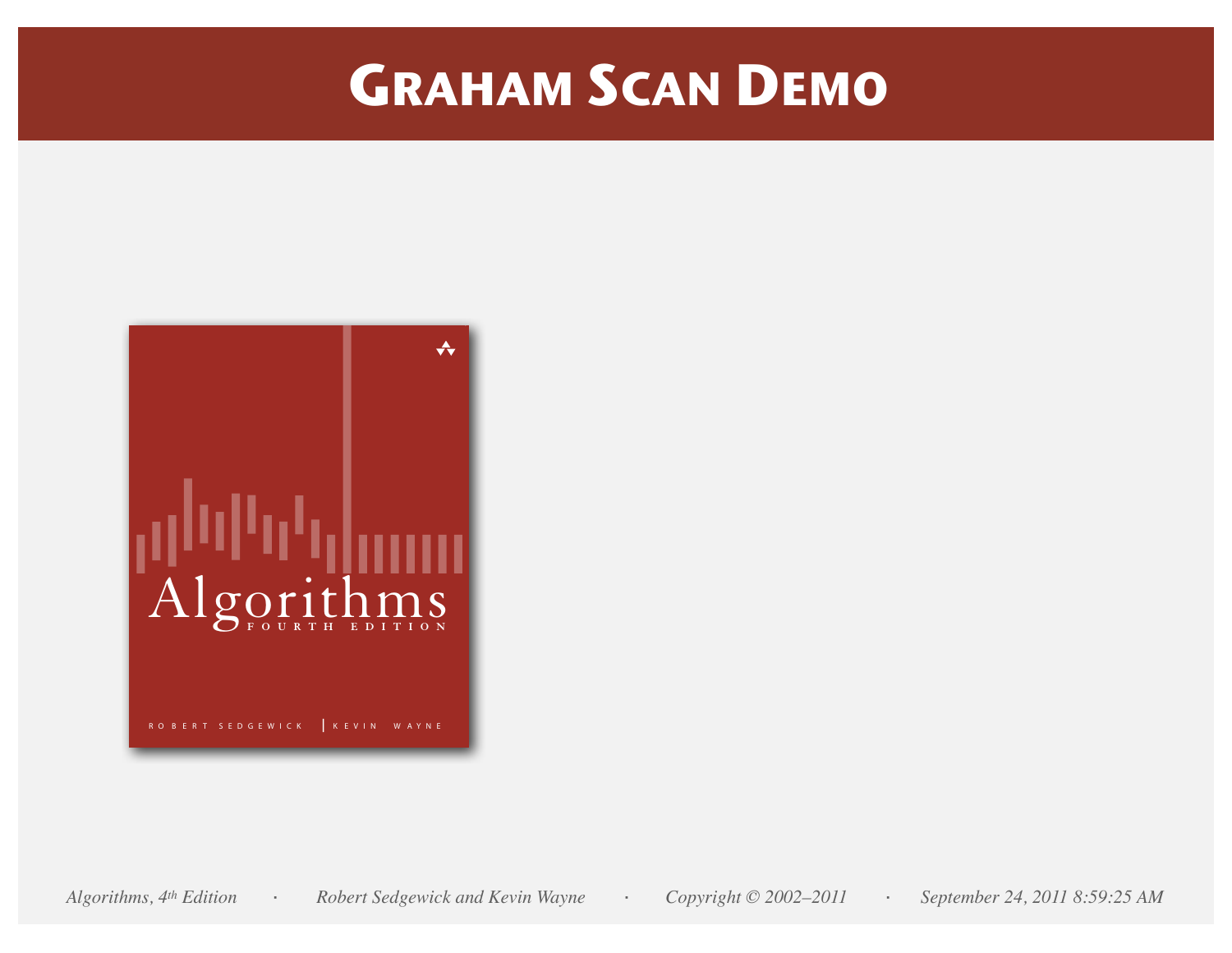# Graham Scan Demo

Algorithms, 4th Edition · Robert Sedgewick and Kevin Wayne · Copyright © 2002–2011 · September 24, 2011 8:59:25 AM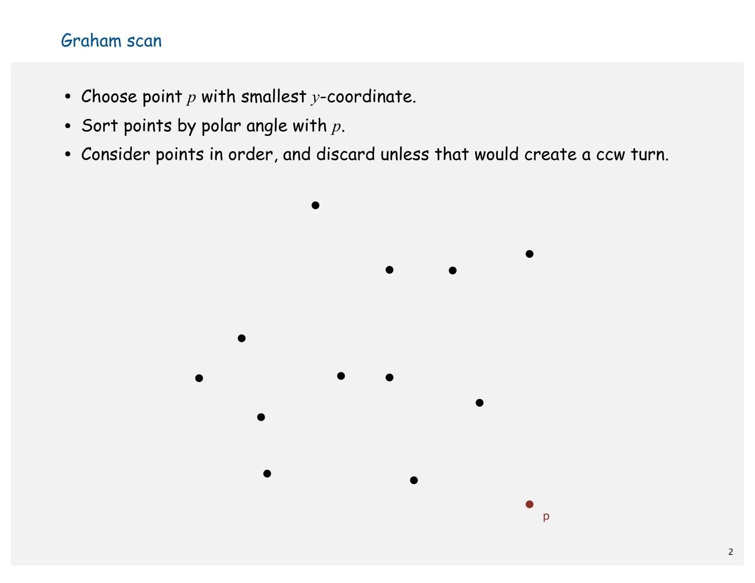## Graham scan

- Choose point $p$ with smallest $y$-coordinate.
- Sort points by polar angle with $p$.
- Consider points in order, and discard unless that would create a ccw turn.

p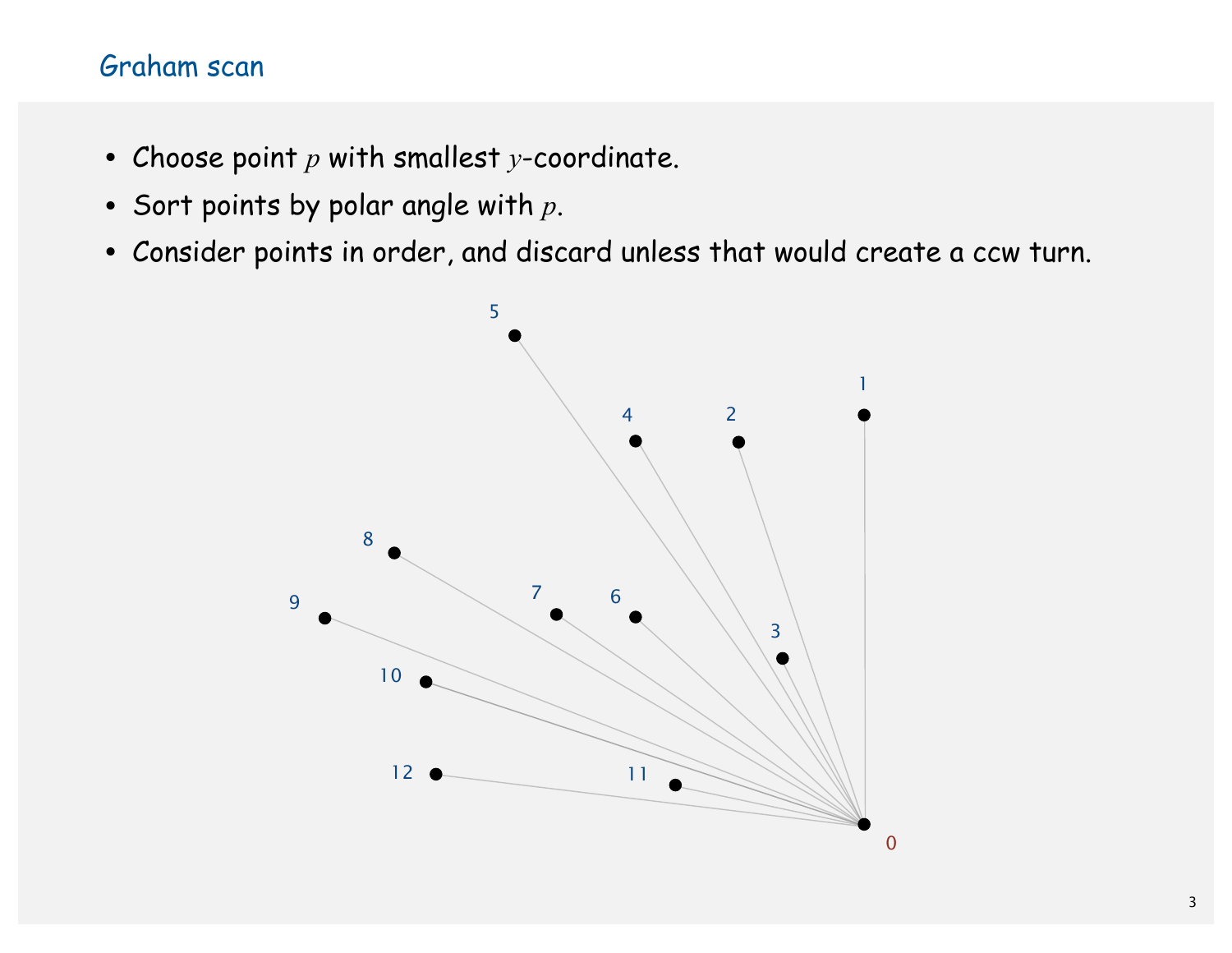## Graham scan

- Choose point $p$ with smallest $y$-coordinate.
- Sort points by polar angle with $p$.
- Consider points in order, and discard unless that would create a ccw turn.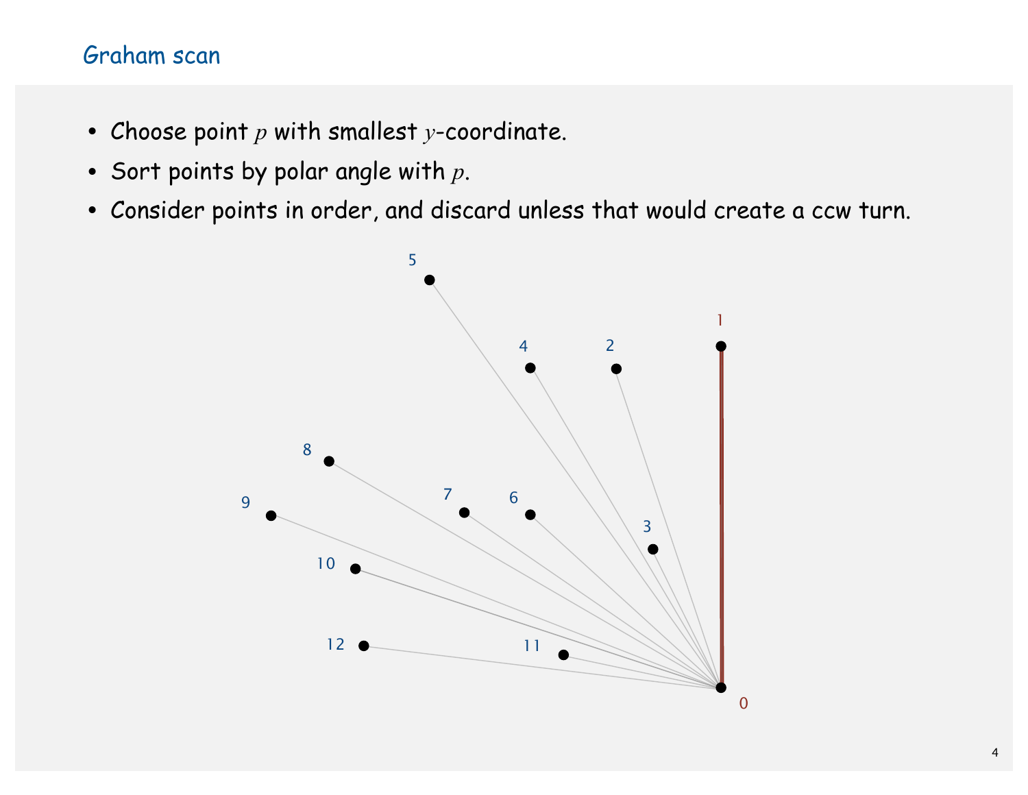## Graham scan

- Choose point $p$ with smallest $y$-coordinate.
- Sort points by polar angle with $p$.
- Consider points in order, and discard unless that would create a ccw turn.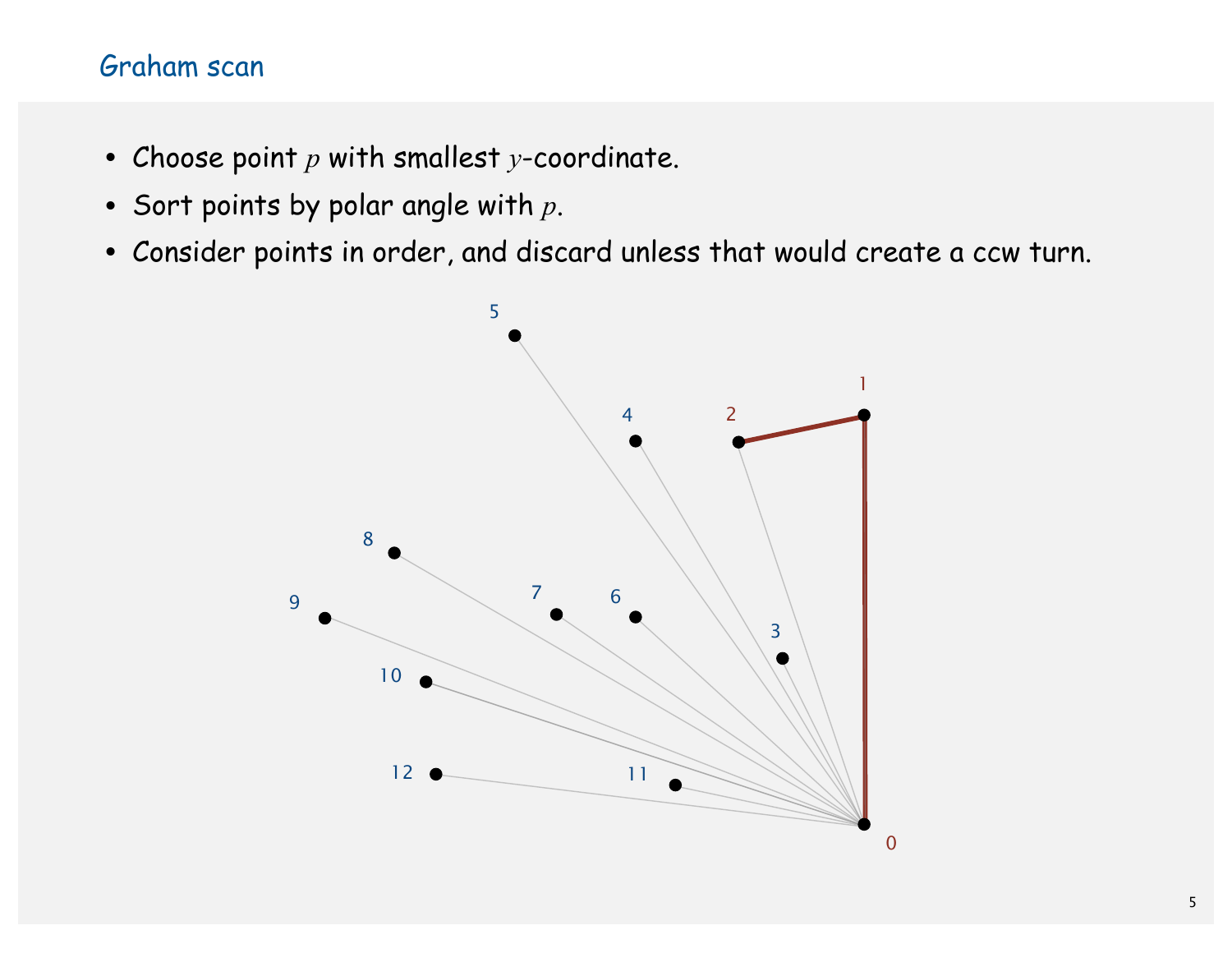## Graham scan

- Choose point $p$ with smallest $y$-coordinate.
- Sort points by polar angle with $p$.
- Consider points in order, and discard unless that would create a ccw turn.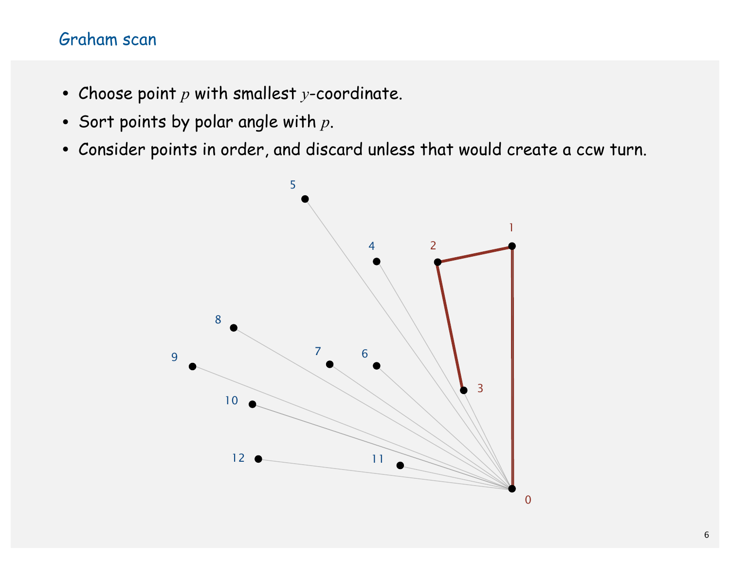## Graham scan

- Choose point $p$ with smallest $y$-coordinate.
- Sort points by polar angle with $p$.
- Consider points in order, and discard unless that would create a ccw turn.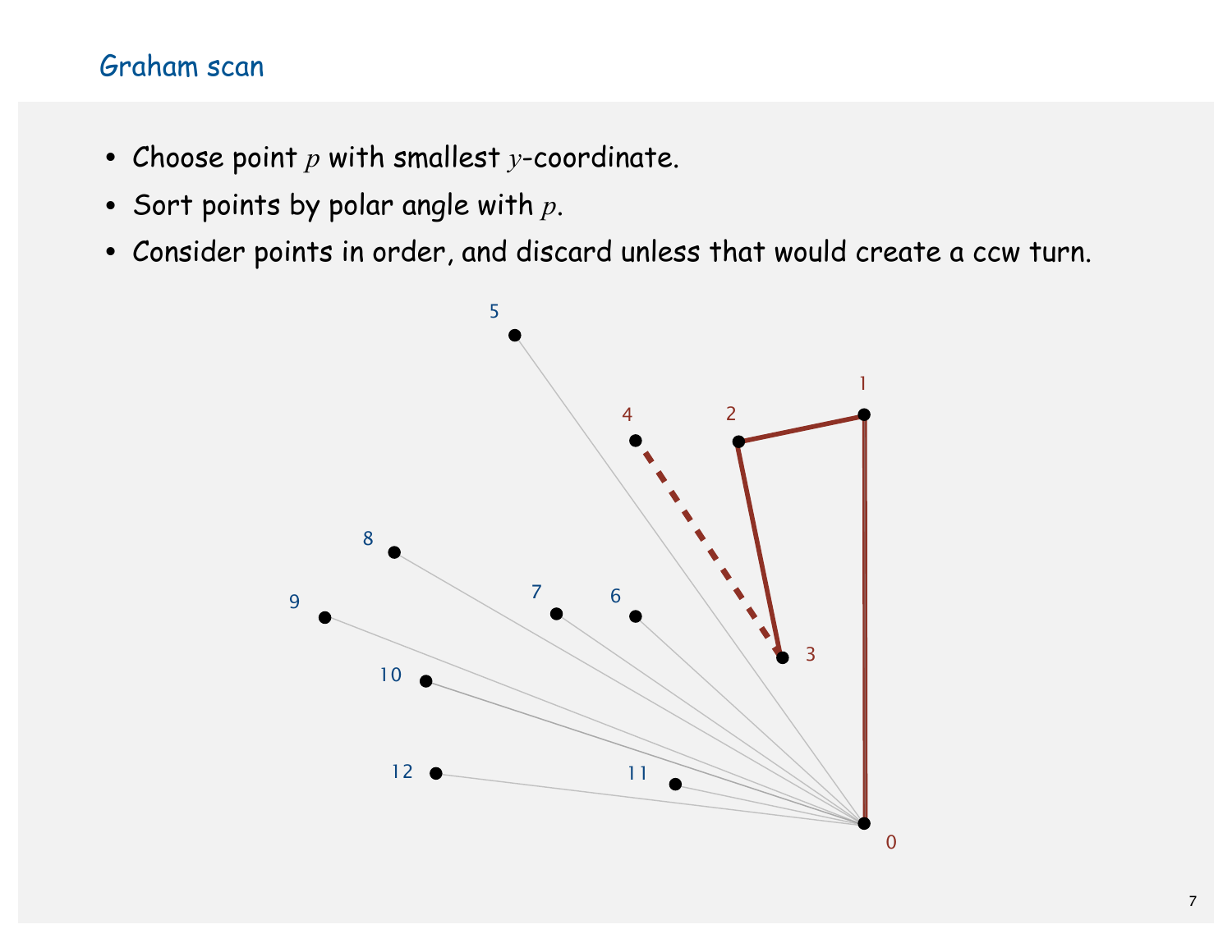## Graham scan

- Choose point $p$ with smallest $y$-coordinate.
- Sort points by polar angle with $p$.
- Consider points in order, and discard unless that would create a ccw turn.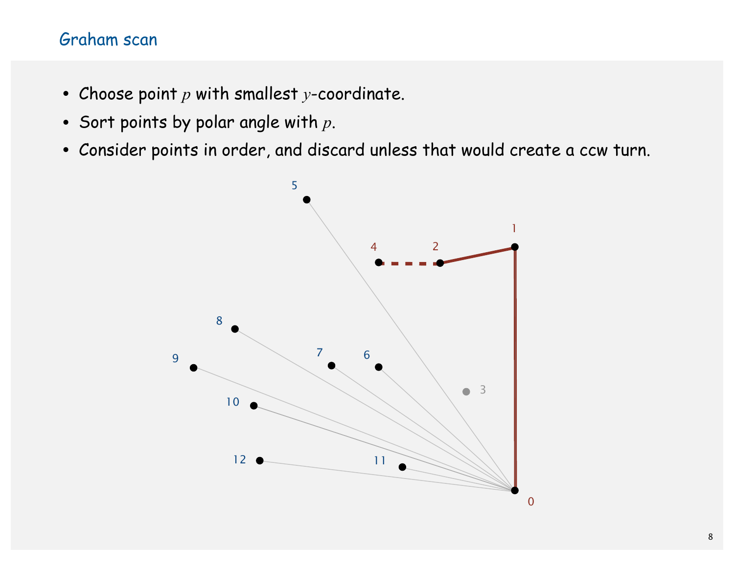## Graham scan

- Choose point $p$ with smallest $y$-coordinate.
- Sort points by polar angle with $p$.
- Consider points in order, and discard unless that would create a ccw turn.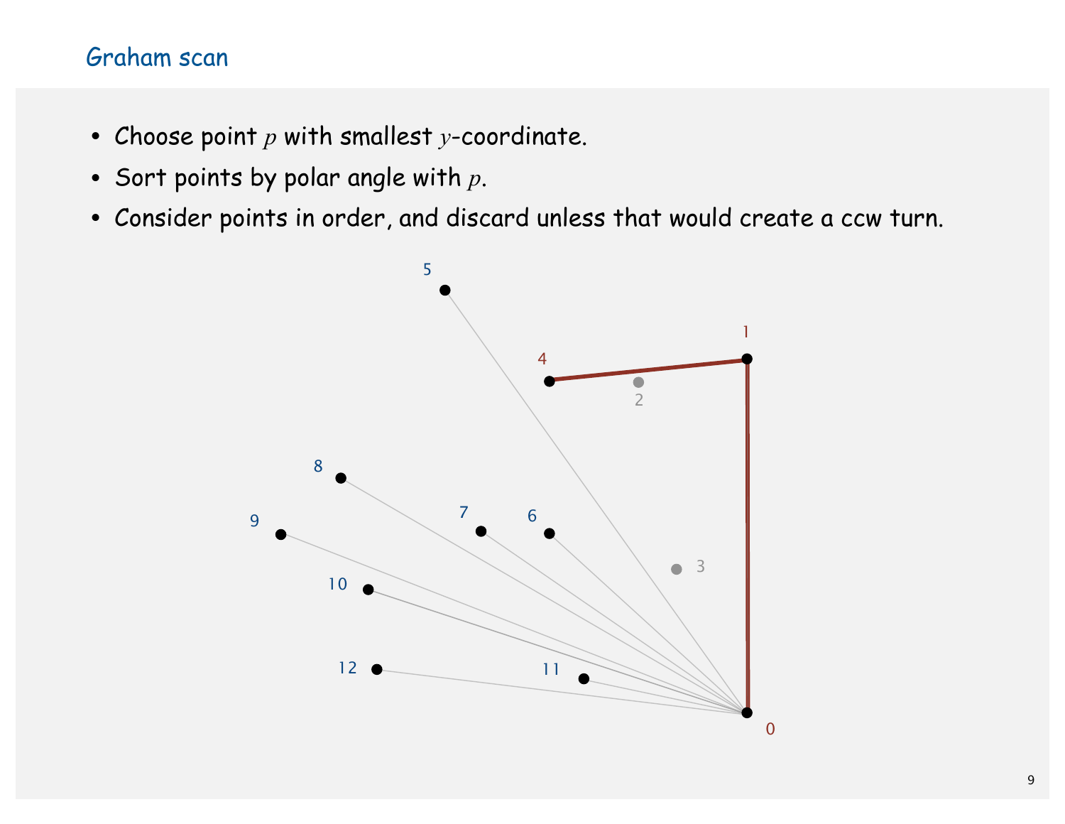## Graham scan

- Choose point $p$ with smallest $y$-coordinate.
- Sort points by polar angle with $p$.
- Consider points in order, and discard unless that would create a ccw turn.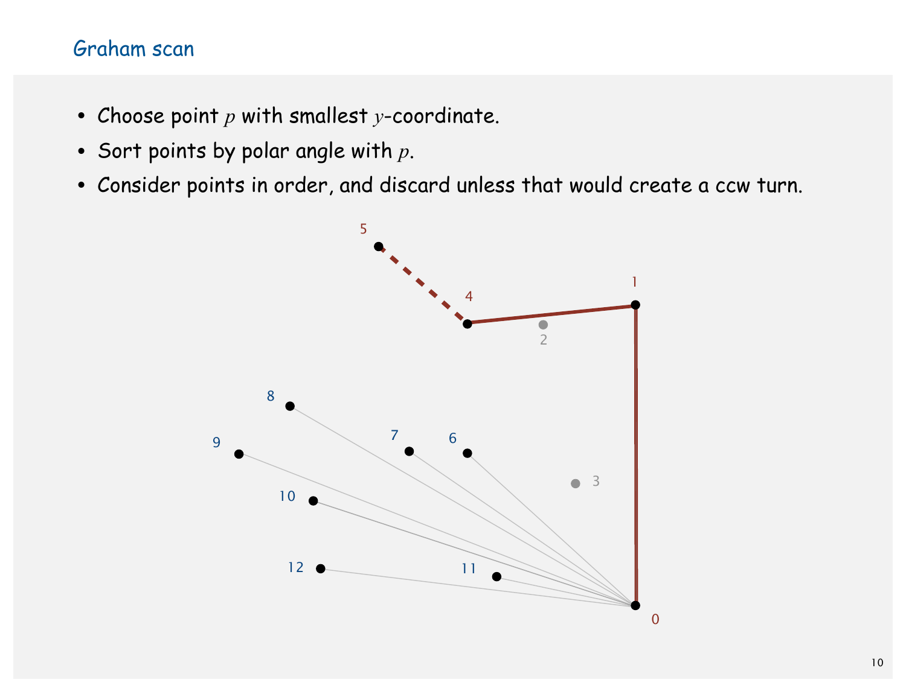## Graham scan

- Choose point $p$ with smallest $y$-coordinate.
- Sort points by polar angle with $p$.
- Consider points in order, and discard unless that would create a ccw turn.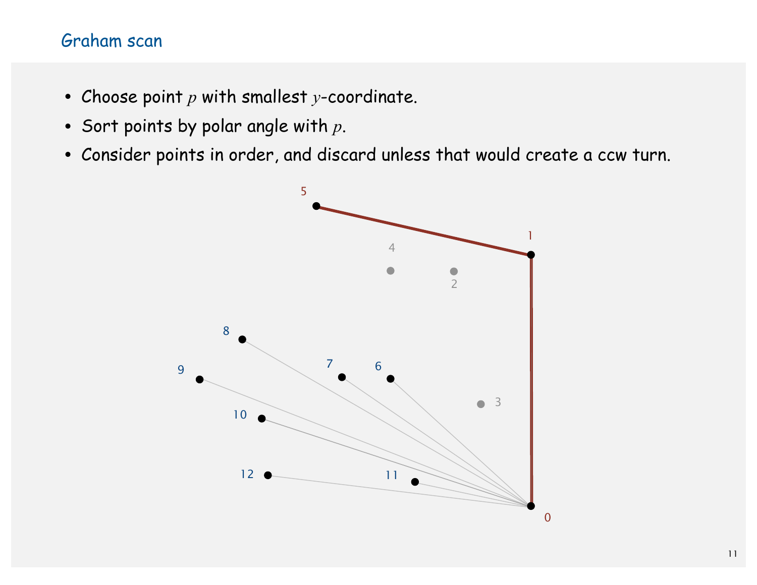# Graham scan

- Choose point $p$ with smallest $y$-coordinate.
- Sort points by polar angle with $p$.
- Consider points in order, and discard unless that would create a ccw turn.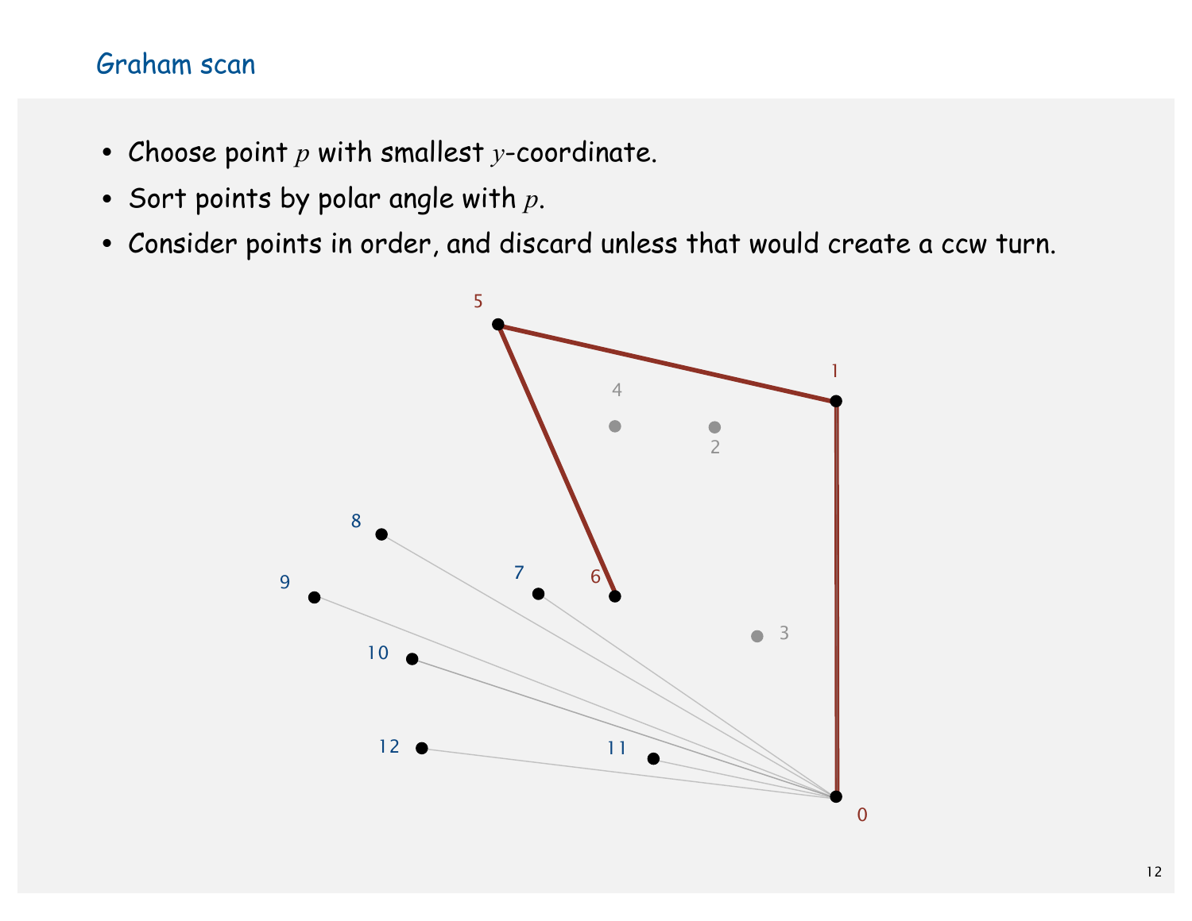# Graham scan

- Choose point $p$ with smallest $y$-coordinate.
- Sort points by polar angle with $p$.
- Consider points in order, and discard unless that would create a ccw turn.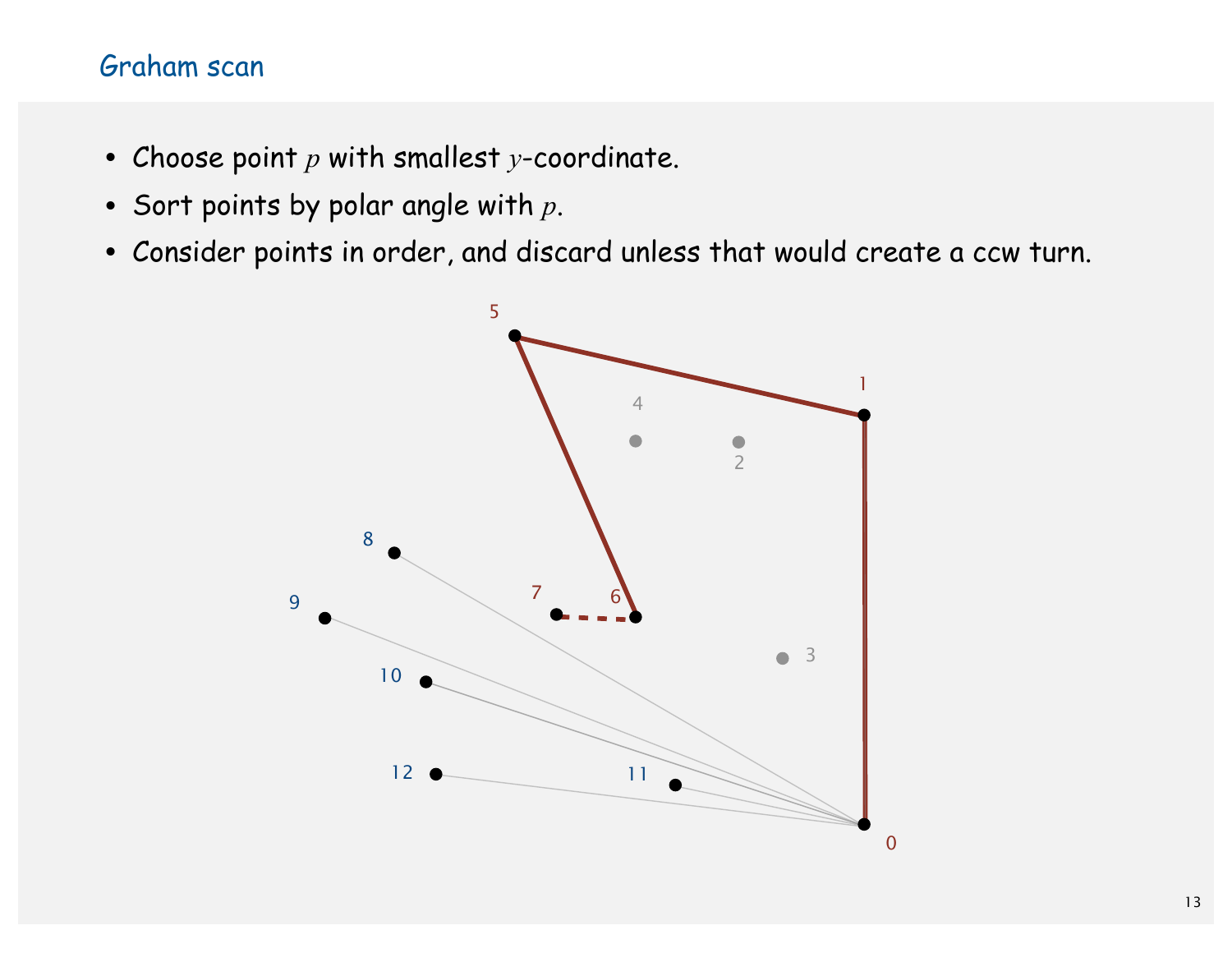## Graham scan

- Choose point $p$ with smallest $y$-coordinate.
- Sort points by polar angle with $p$.
- Consider points in order, and discard unless that would create a ccw turn.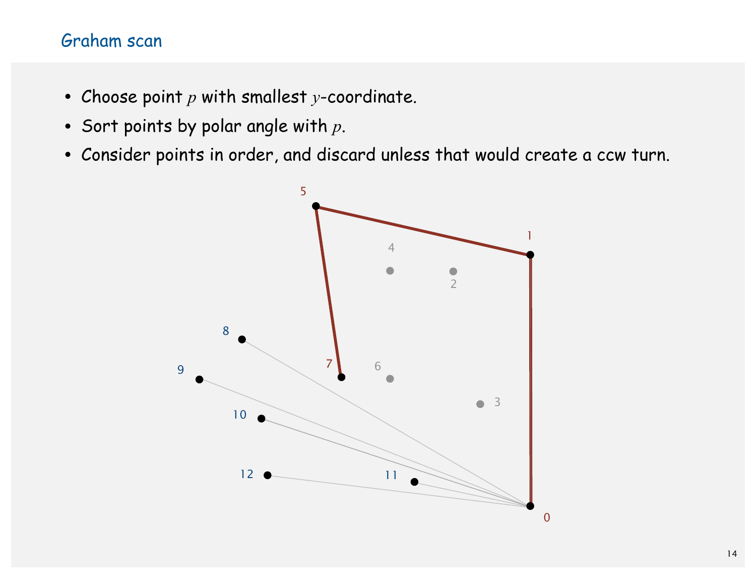## Graham scan

- Choose point $p$ with smallest $y$-coordinate.
- Sort points by polar angle with $p$.
- Consider points in order, and discard unless that would create a ccw turn.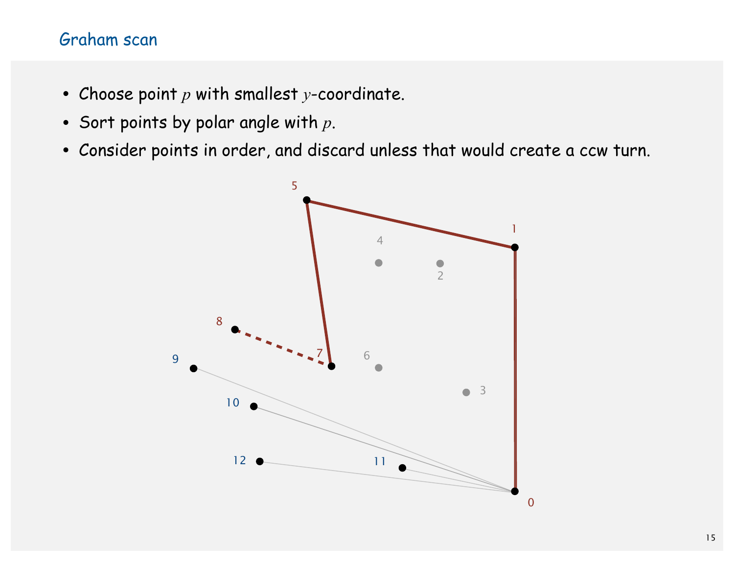# Graham scan

- Choose point $p$ with smallest $y$-coordinate.
- Sort points by polar angle with $p$.
- Consider points in order, and discard unless that would create a ccw turn.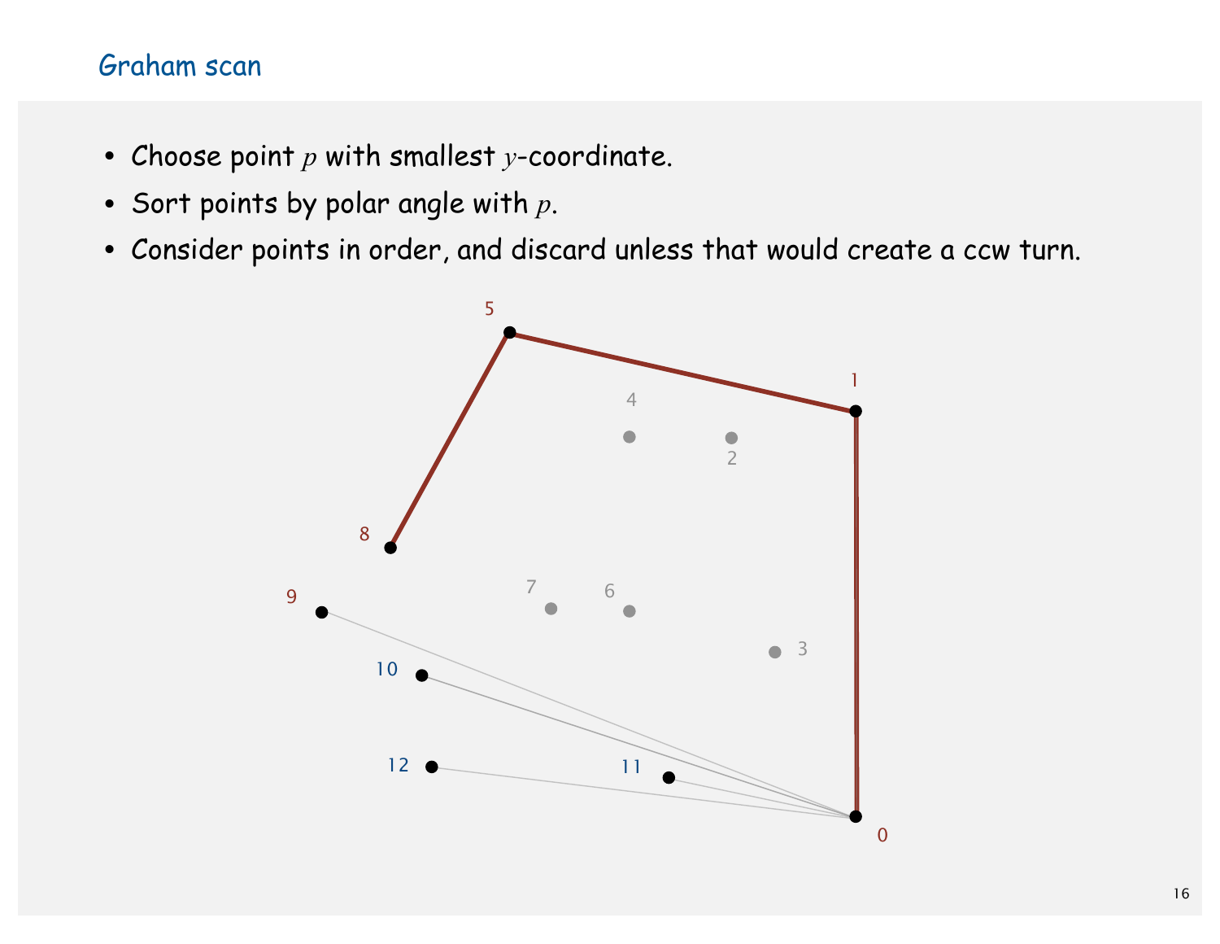# Graham scan

- Choose point $p$ with smallest $y$-coordinate.
- Sort points by polar angle with $p$.
- Consider points in order, and discard unless that would create a ccw turn.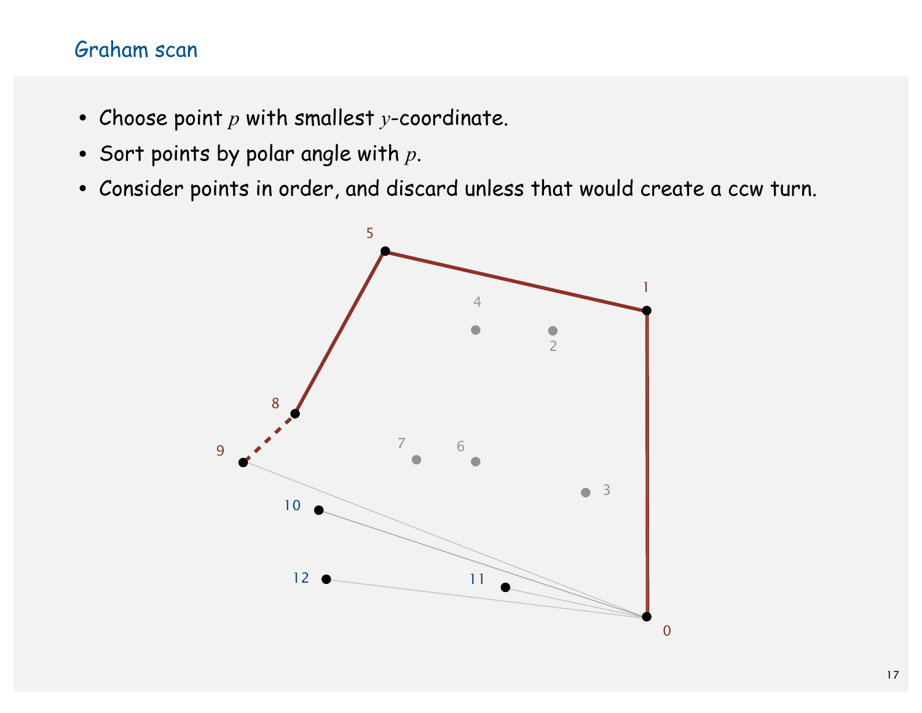# Graham scan

- Choose point $p$ with smallest $y$-coordinate.
- Sort points by polar angle with $p$.
- Consider points in order, and discard unless that would create a ccw turn.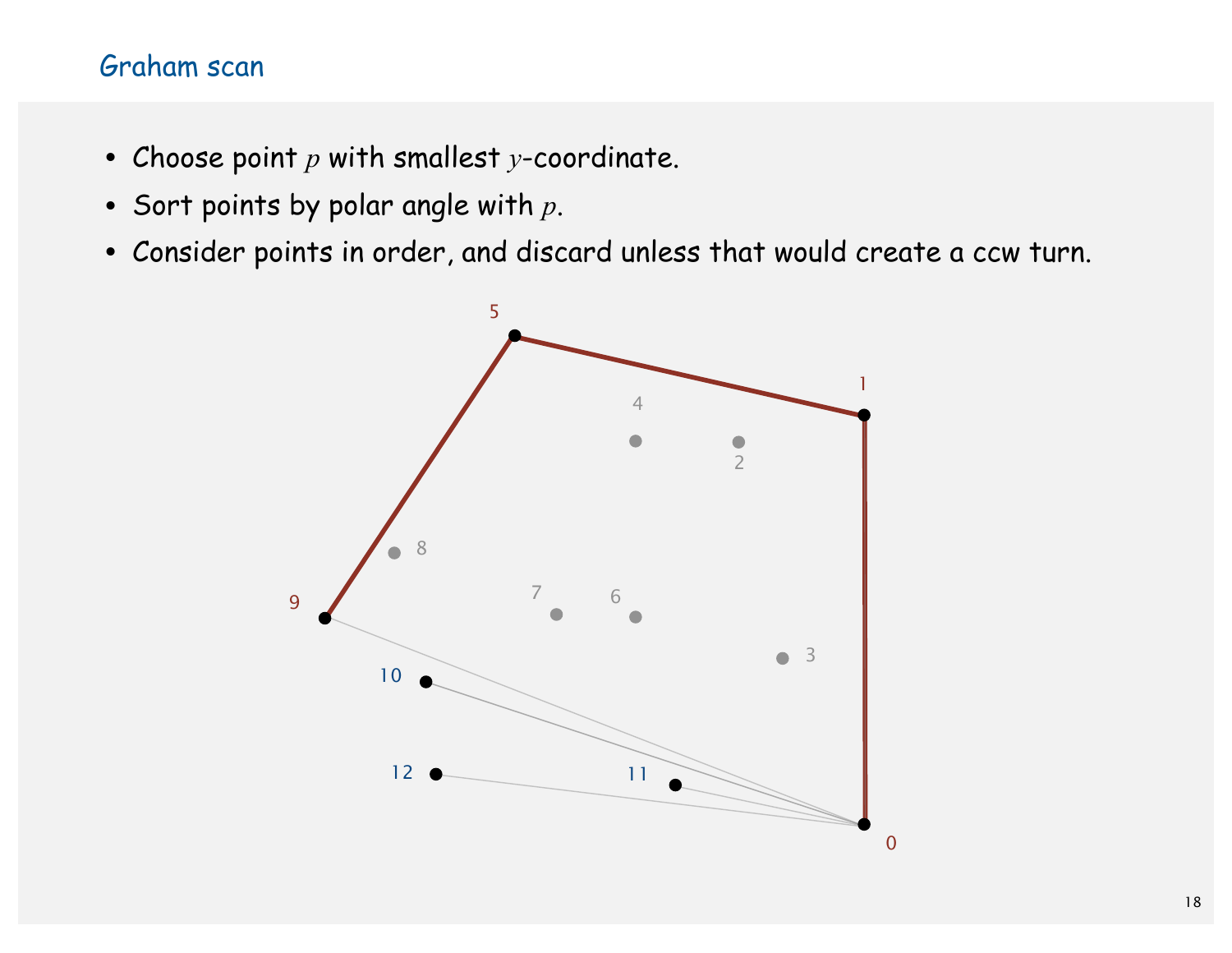## Graham scan

- Choose point $p$ with smallest $y$-coordinate.
- Sort points by polar angle with $p$.
- Consider points in order, and discard unless that would create a ccw turn.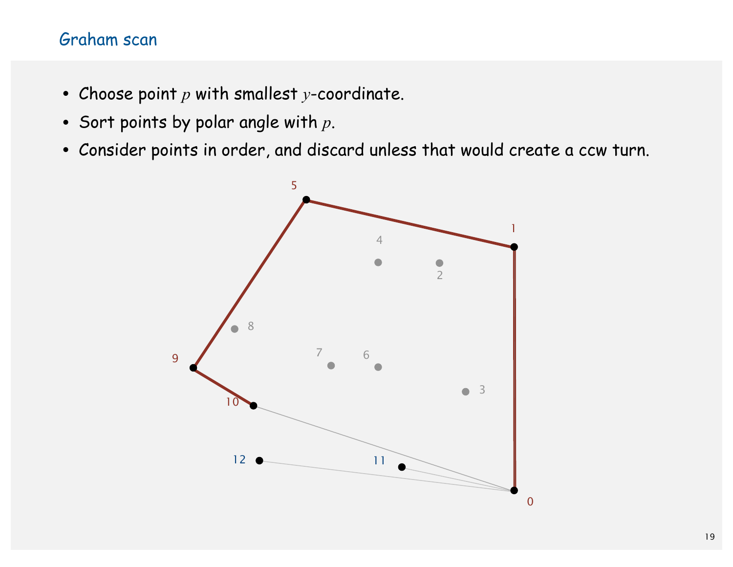## Graham scan

- Choose point $p$ with smallest $y$-coordinate.
- Sort points by polar angle with $p$.
- Consider points in order, and discard unless that would create a ccw turn.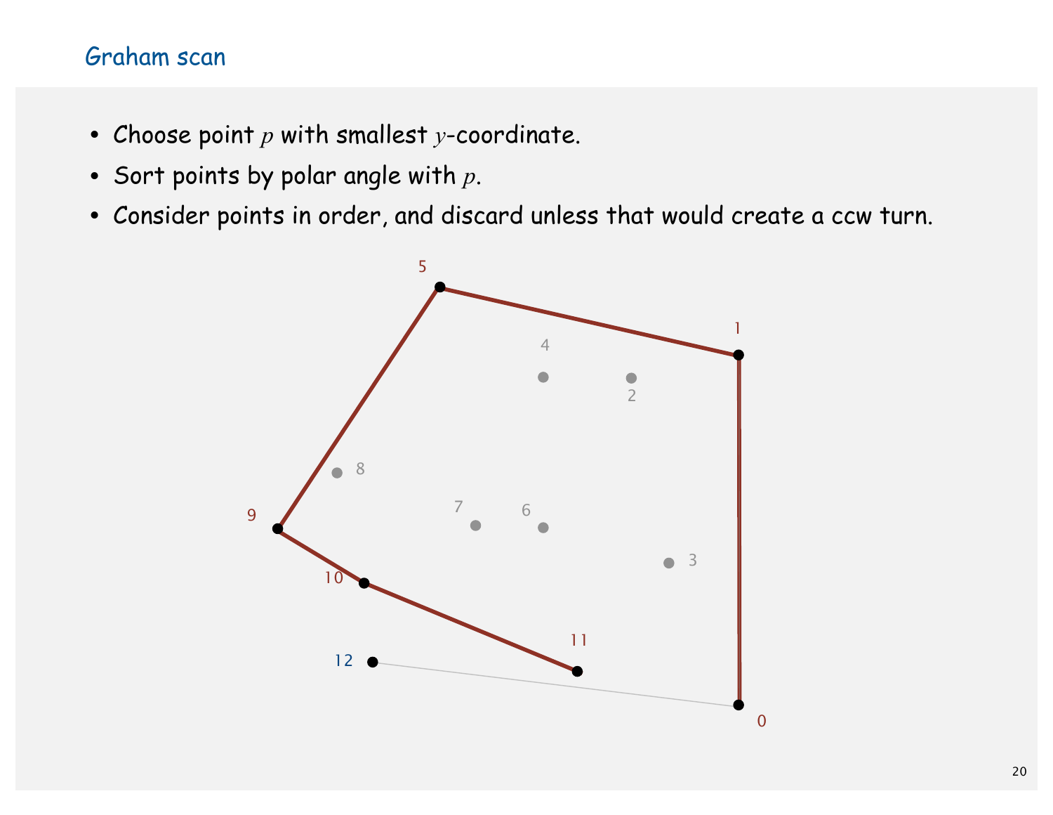## Graham scan

- Choose point $p$ with smallest $y$-coordinate.
- Sort points by polar angle with $p$.
- Consider points in order, and discard unless that would create a ccw turn.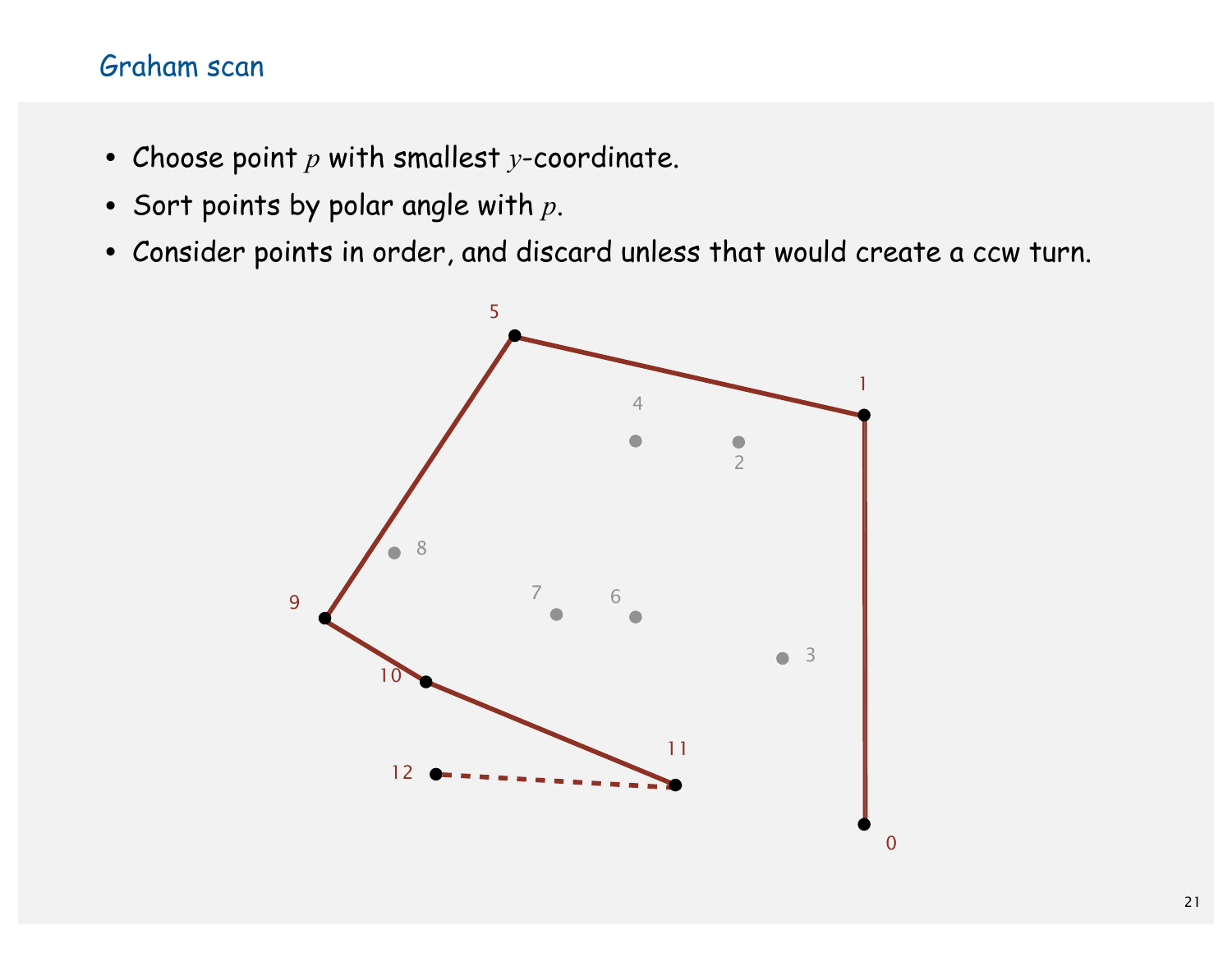# Graham scan

- Choose point $p$ with smallest $y$-coordinate.
- Sort points by polar angle with $p$.
- Consider points in order, and discard unless that would create a ccw turn.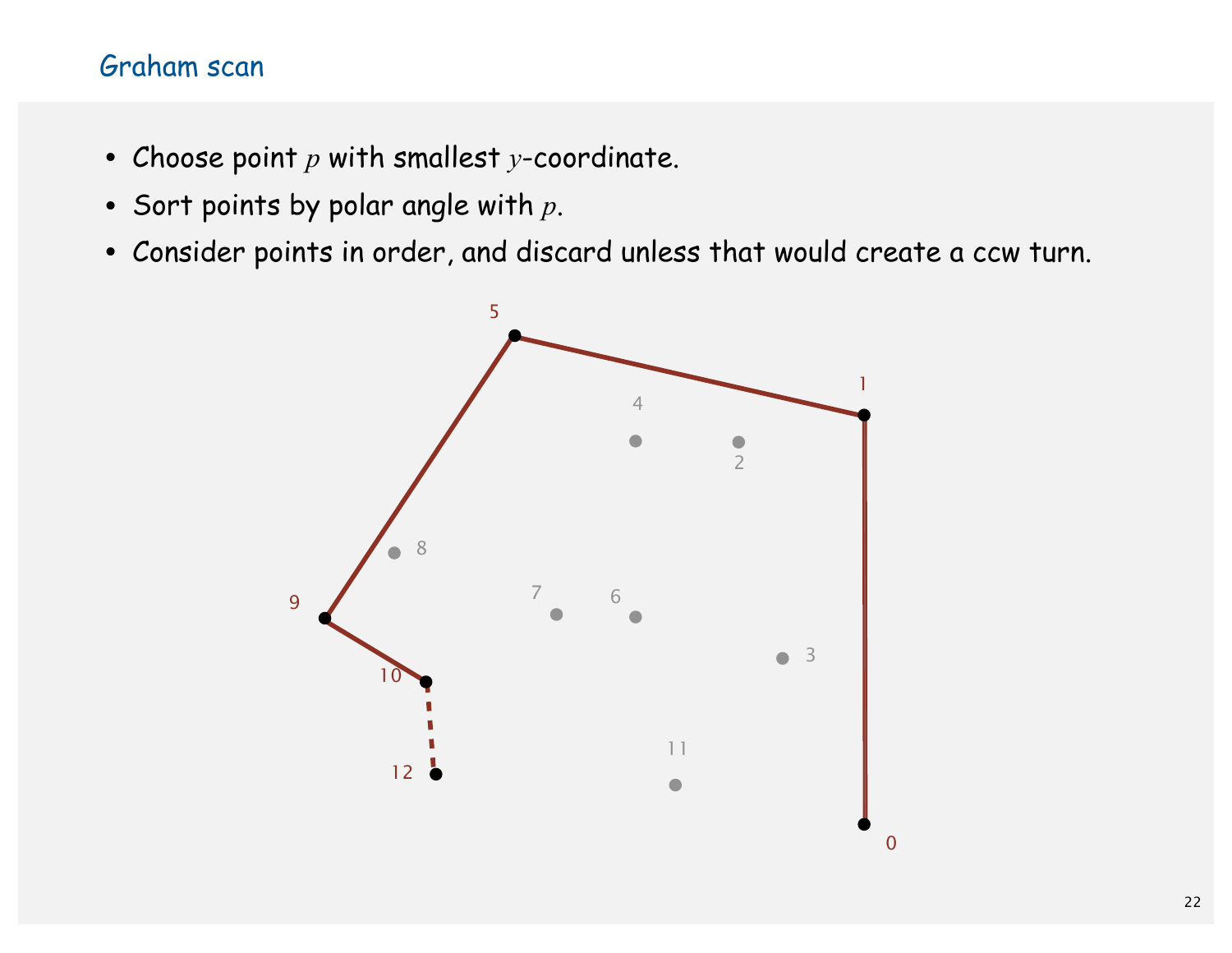## Graham scan

- Choose point $p$ with smallest $y$-coordinate.
- Sort points by polar angle with $p$.
- Consider points in order, and discard unless that would create a ccw turn.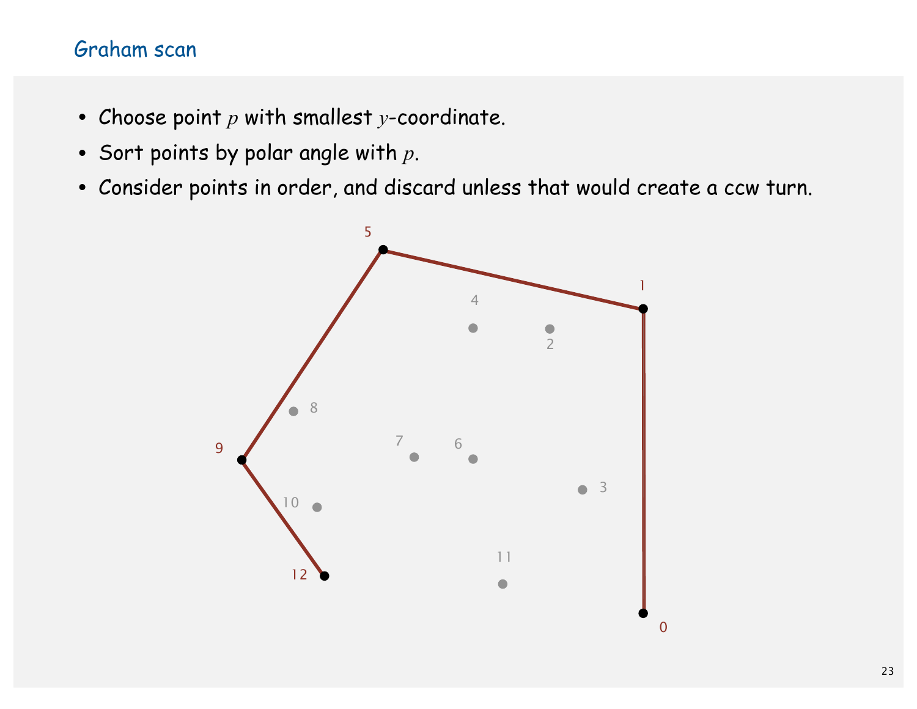# Graham scan

- Choose point $p$ with smallest $y$-coordinate.
- Sort points by polar angle with $p$.
- Consider points in order, and discard unless that would create a ccw turn.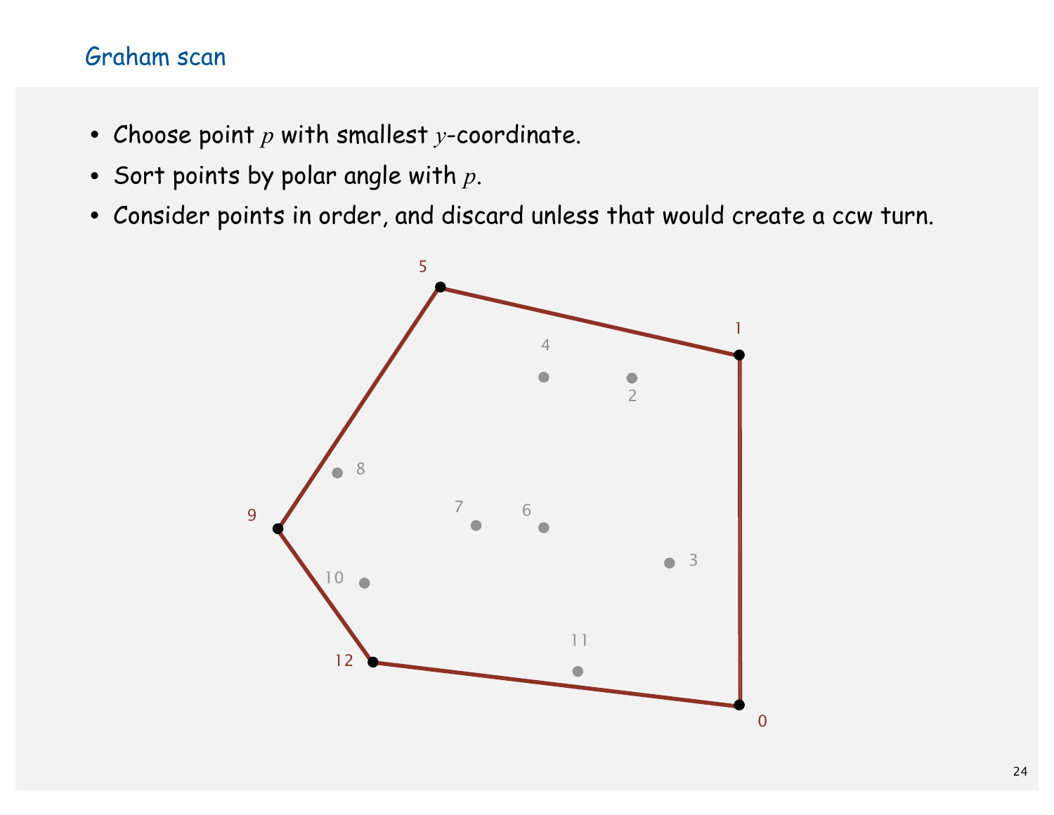## Graham scan

- Choose point $p$ with smallest $y$-coordinate.
- Sort points by polar angle with $p$.
- Consider points in order, and discard unless that would create a ccw turn.

5

1

4

2

8

9

7

6

3

10

11

12

0